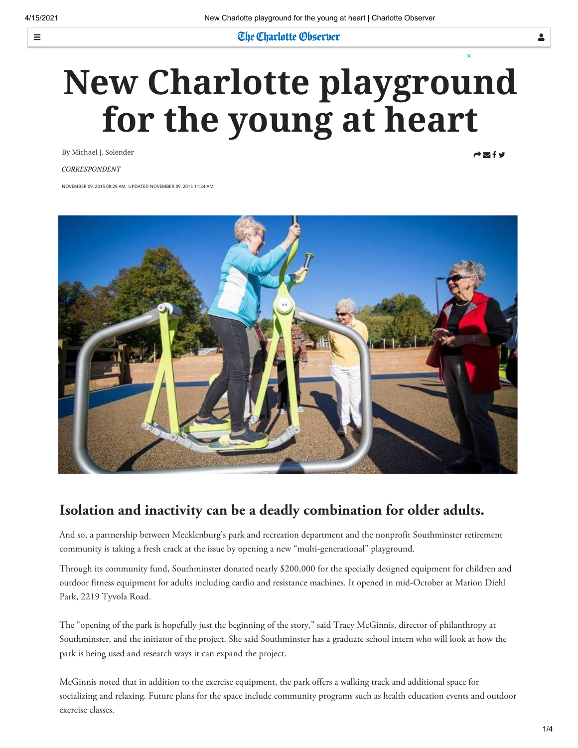# New Charlotte playground for the young at heart

By Michael J. Solender

*CORRESPONDENT*

NOVEMBER 09, 2015 08:29 AM, UPDATED NOVEMBER 09, 2015 11:24 AM

## Isolation and inactivity can be a deadly combination for older adults.

And so, a partnership between Mecklenburg's park and recreation department and the nonprofit Southminster retirement community is taking a fresh crack at the issue by opening a new "multi-generational" playground.

Through its community fund, Southminster donated nearly $200,000 for the specially designed equipment for children and outdoor fitness equipment for adults including cardio and resistance machines. It opened in mid-October at Marion Diehl Park, 2219 Tyvola Road.

The "opening of the park is hopefully just the beginning of the story," said Tracy McGinnis, director of philanthropy at Southminster, and the initiator of the project. She said Southminster has a graduate school intern who will look at how the park is being used and research ways it can expand the project.

McGinnis noted that in addition to the exercise equipment, the park offers a walking track and additional space for socializing and relaxing. Future plans for the space include community programs such as health education events and outdoor exercise classes.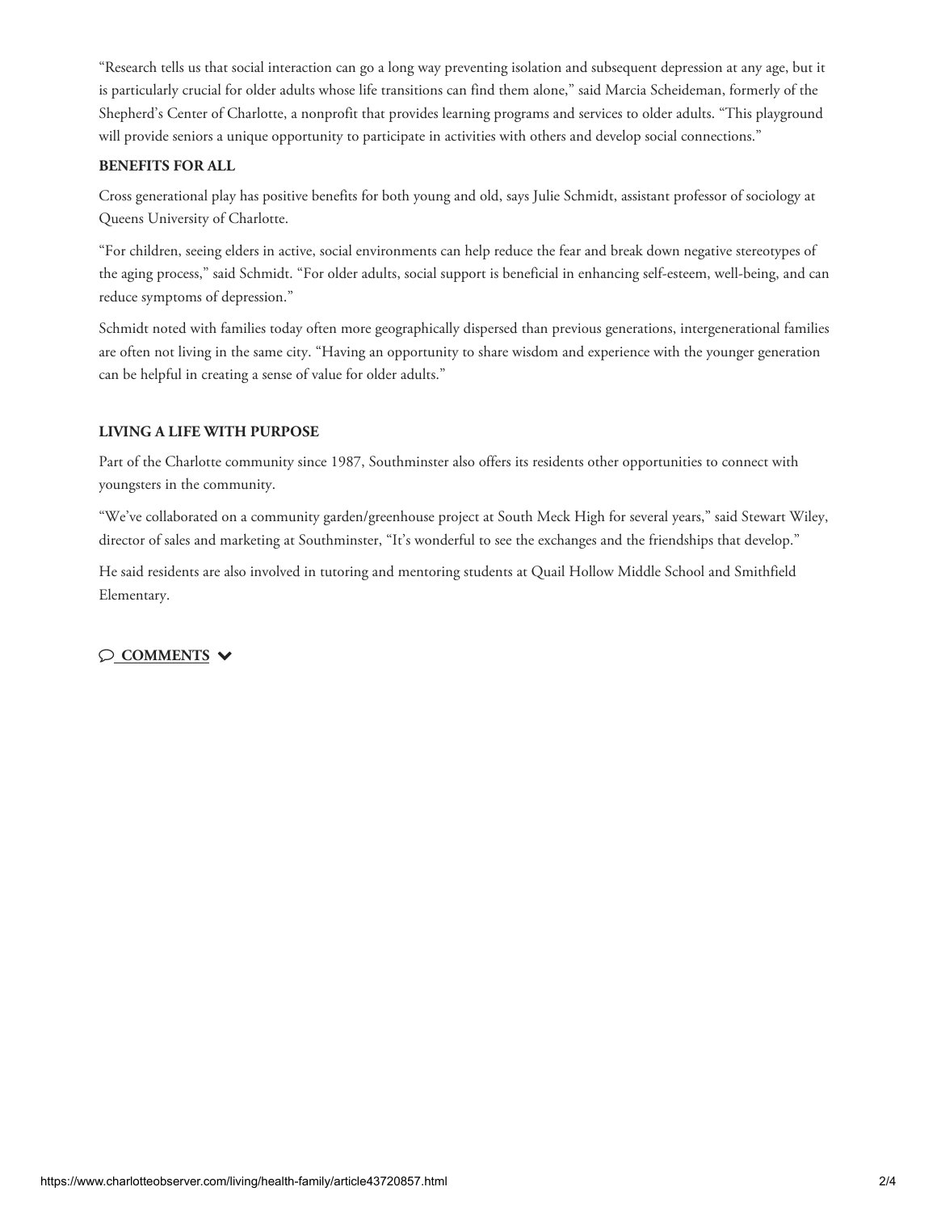"Research tells us that social interaction can go a long way preventing isolation and subsequent depression at any age, but it is particularly crucial for older adults whose life transitions can find them alone," said Marcia Scheideman, formerly of the Shepherd's Center of Charlotte, a nonprofit that provides learning programs and services to older adults. "This playground will provide seniors a unique opportunity to participate in activities with others and develop social connections."

**BENEFITS FOR ALL**

Cross generational play has positive benefits for both young and old, says Julie Schmidt, assistant professor of sociology at Queens University of Charlotte.

"For children, seeing elders in active, social environments can help reduce the fear and break down negative stereotypes of the aging process," said Schmidt. "For older adults, social support is beneficial in enhancing self-esteem, well-being, and can reduce symptoms of depression."

Schmidt noted with families today often more geographically dispersed than previous generations, intergenerational families are often not living in the same city. "Having an opportunity to share wisdom and experience with the younger generation can be helpful in creating a sense of value for older adults."

**LIVING A LIFE WITH PURPOSE**

Part of the Charlotte community since 1987, Southminster also offers its residents other opportunities to connect with youngsters in the community.

"We've collaborated on a community garden/greenhouse project at South Meck High for several years," said Stewart Wiley, director of sales and marketing at Southminster, "It's wonderful to see the exchanges and the friendships that develop."

He said residents are also involved in tutoring and mentoring students at Quail Hollow Middle School and Smithfield Elementary.

**COMMENTS**